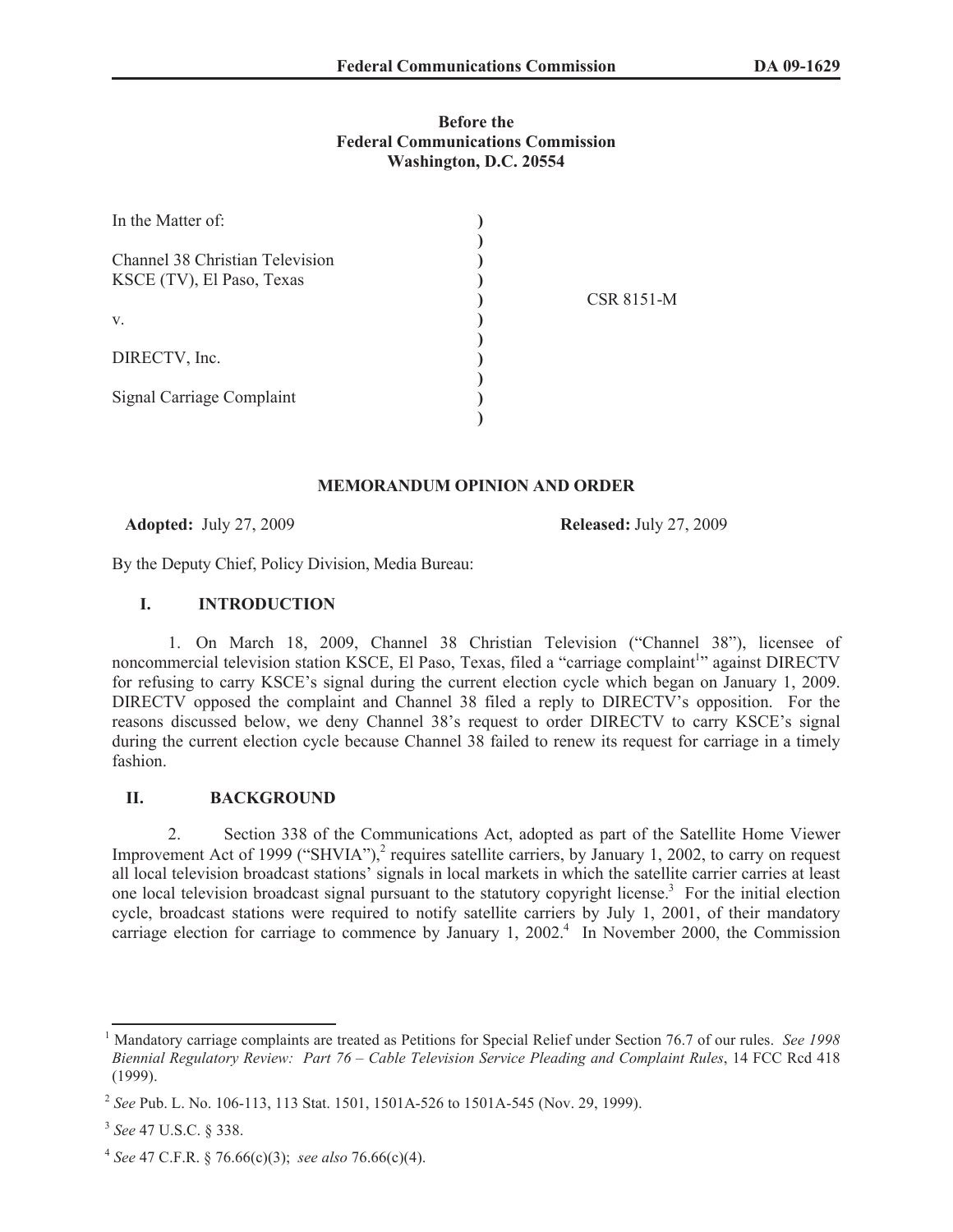**Before the**
**Federal Communications Commission**
**Washington, D.C. 20554**

| | | |
|---|---|---|
| In the Matter of: | ) | |
| | ) | |
| Channel 38 Christian Television | ) | |
| KSCE (TV), El Paso, Texas | ) | |
| | ) | CSR 8151-M |
| v. | ) | |
| | ) | |
| DIRECTV, Inc. | ) | |
| | ) | |
| Signal Carriage Complaint | ) | |
| | ) | |

**MEMORANDUM OPINION AND ORDER**

**Adopted:** July 27, 2009 **Released:** July 27, 2009

By the Deputy Chief, Policy Division, Media Bureau:

## I. INTRODUCTION

1. On March 18, 2009, Channel 38 Christian Television ("Channel 38"), licensee of noncommercial television station KSCE, El Paso, Texas, filed a "carriage complaint[1]" against DIRECTV for refusing to carry KSCE's signal during the current election cycle which began on January 1, 2009. DIRECTV opposed the complaint and Channel 38 filed a reply to DIRECTV's opposition. For the reasons discussed below, we deny Channel 38's request to order DIRECTV to carry KSCE's signal during the current election cycle because Channel 38 failed to renew its request for carriage in a timely fashion.

## II. BACKGROUND

2. Section 338 of the Communications Act, adopted as part of the Satellite Home Viewer Improvement Act of 1999 ("SHVIA"),[2] requires satellite carriers, by January 1, 2002, to carry on request all local television broadcast stations' signals in local markets in which the satellite carrier carries at least one local television broadcast signal pursuant to the statutory copyright license.[3] For the initial election cycle, broadcast stations were required to notify satellite carriers by July 1, 2001, of their mandatory carriage election for carriage to commence by January 1, 2002.[4] In November 2000, the Commission

---

[1] Mandatory carriage complaints are treated as Petitions for Special Relief under Section 76.7 of our rules. *See 1998 Biennial Regulatory Review: Part 76 – Cable Television Service Pleading and Complaint Rules*, 14 FCC Rcd 418 (1999).

[2] *See* Pub. L. No. 106-113, 113 Stat. 1501, 1501A-526 to 1501A-545 (Nov. 29, 1999).

[3] *See* 47 U.S.C. § 338.

[4] *See* 47 C.F.R. § 76.66(c)(3); *see also* 76.66(c)(4).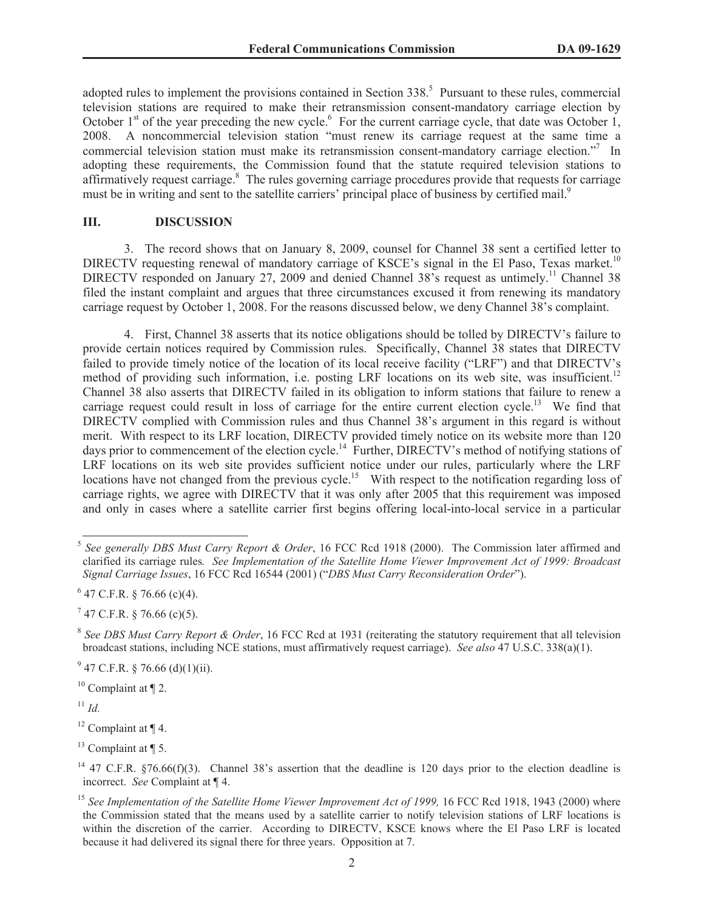adopted rules to implement the provisions contained in Section 338.[5] Pursuant to these rules, commercial television stations are required to make their retransmission consent-mandatory carriage election by October 1st of the year preceding the new cycle.[6] For the current carriage cycle, that date was October 1, 2008. A noncommercial television station "must renew its carriage request at the same time a commercial television station must make its retransmission consent-mandatory carriage election."[7] In adopting these requirements, the Commission found that the statute required television stations to affirmatively request carriage.[8] The rules governing carriage procedures provide that requests for carriage must be in writing and sent to the satellite carriers' principal place of business by certified mail.[9]

## III. DISCUSSION

3. The record shows that on January 8, 2009, counsel for Channel 38 sent a certified letter to DIRECTV requesting renewal of mandatory carriage of KSCE's signal in the El Paso, Texas market.[10] DIRECTV responded on January 27, 2009 and denied Channel 38's request as untimely.[11] Channel 38 filed the instant complaint and argues that three circumstances excused it from renewing its mandatory carriage request by October 1, 2008. For the reasons discussed below, we deny Channel 38's complaint.

4. First, Channel 38 asserts that its notice obligations should be tolled by DIRECTV's failure to provide certain notices required by Commission rules. Specifically, Channel 38 states that DIRECTV failed to provide timely notice of the location of its local receive facility ("LRF") and that DIRECTV's method of providing such information, i.e. posting LRF locations on its web site, was insufficient.[12] Channel 38 also asserts that DIRECTV failed in its obligation to inform stations that failure to renew a carriage request could result in loss of carriage for the entire current election cycle.[13] We find that DIRECTV complied with Commission rules and thus Channel 38's argument in this regard is without merit. With respect to its LRF location, DIRECTV provided timely notice on its website more than 120 days prior to commencement of the election cycle.[14] Further, DIRECTV's method of notifying stations of LRF locations on its web site provides sufficient notice under our rules, particularly where the LRF locations have not changed from the previous cycle.[15] With respect to the notification regarding loss of carriage rights, we agree with DIRECTV that it was only after 2005 that this requirement was imposed and only in cases where a satellite carrier first begins offering local-into-local service in a particular

---

[5] *See generally DBS Must Carry Report & Order*, 16 FCC Rcd 1918 (2000). The Commission later affirmed and clarified its carriage rules*. See Implementation of the Satellite Home Viewer Improvement Act of 1999: Broadcast Signal Carriage Issues*, 16 FCC Rcd 16544 (2001) ("*DBS Must Carry Reconsideration Order*").

[6] 47 C.F.R. § 76.66 (c)(4).

[7] 47 C.F.R. § 76.66 (c)(5).

[8] *See DBS Must Carry Report & Order*, 16 FCC Rcd at 1931 (reiterating the statutory requirement that all television broadcast stations, including NCE stations, must affirmatively request carriage). *See also* 47 U.S.C. 338(a)(1).

[9] 47 C.F.R. § 76.66 (d)(1)(ii).

[10] Complaint at ¶ 2.

[11] *Id.*

[12] Complaint at ¶ 4.

[13] Complaint at ¶ 5.

[14] 47 C.F.R. §76.66(f)(3). Channel 38's assertion that the deadline is 120 days prior to the election deadline is incorrect. *See* Complaint at ¶ 4.

[15] *See Implementation of the Satellite Home Viewer Improvement Act of 1999,* 16 FCC Rcd 1918, 1943 (2000) where the Commission stated that the means used by a satellite carrier to notify television stations of LRF locations is within the discretion of the carrier. According to DIRECTV, KSCE knows where the El Paso LRF is located because it had delivered its signal there for three years. Opposition at 7.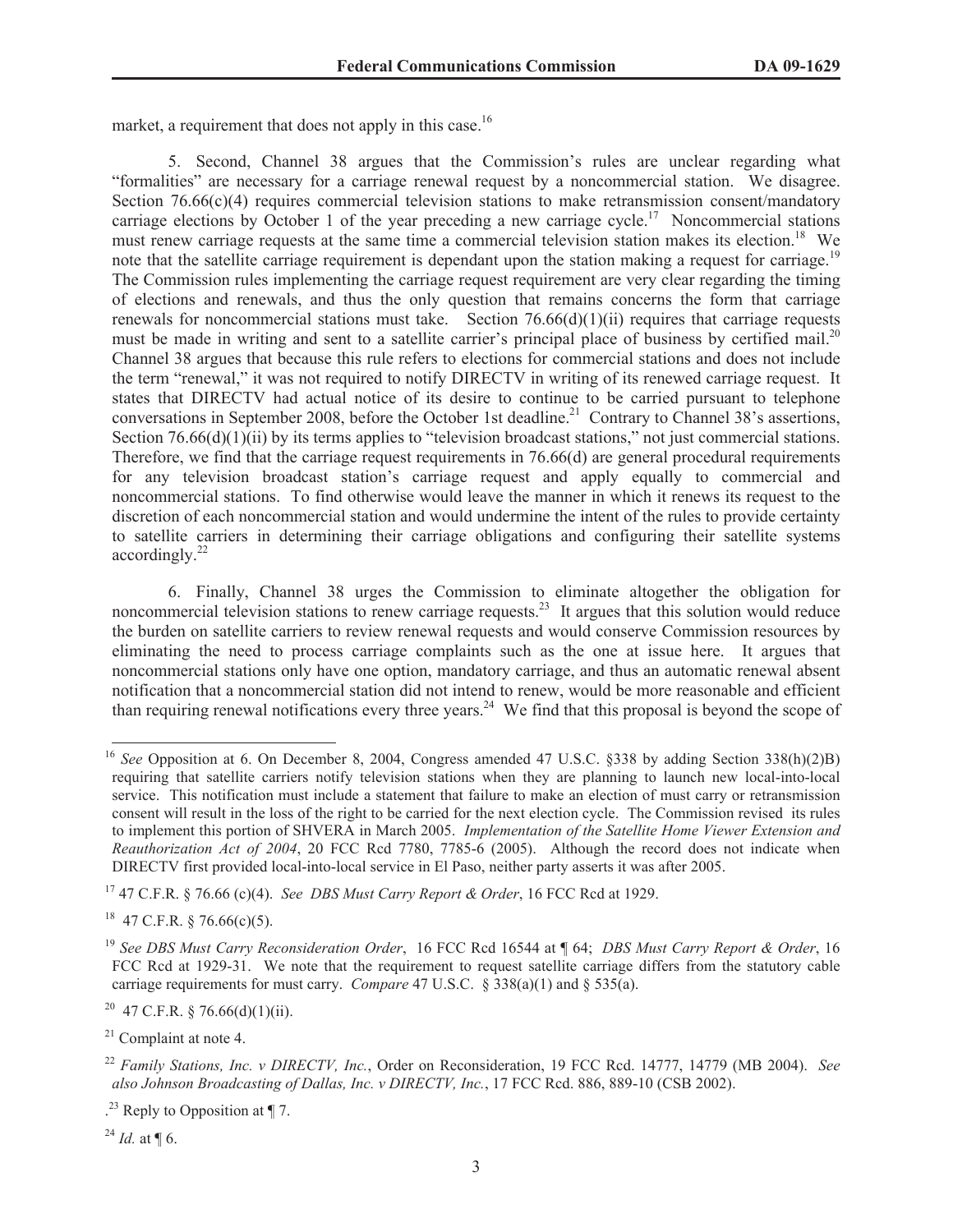market, a requirement that does not apply in this case.[16]

5. Second, Channel 38 argues that the Commission's rules are unclear regarding what "formalities" are necessary for a carriage renewal request by a noncommercial station. We disagree. Section 76.66(c)(4) requires commercial television stations to make retransmission consent/mandatory carriage elections by October 1 of the year preceding a new carriage cycle.[17] Noncommercial stations must renew carriage requests at the same time a commercial television station makes its election.[18] We note that the satellite carriage requirement is dependant upon the station making a request for carriage.[19] The Commission rules implementing the carriage request requirement are very clear regarding the timing of elections and renewals, and thus the only question that remains concerns the form that carriage renewals for noncommercial stations must take. Section 76.66(d)(1)(ii) requires that carriage requests must be made in writing and sent to a satellite carrier's principal place of business by certified mail.[20] Channel 38 argues that because this rule refers to elections for commercial stations and does not include the term "renewal," it was not required to notify DIRECTV in writing of its renewed carriage request. It states that DIRECTV had actual notice of its desire to continue to be carried pursuant to telephone conversations in September 2008, before the October 1st deadline.[21] Contrary to Channel 38's assertions, Section 76.66(d)(1)(ii) by its terms applies to "television broadcast stations," not just commercial stations. Therefore, we find that the carriage request requirements in 76.66(d) are general procedural requirements for any television broadcast station's carriage request and apply equally to commercial and noncommercial stations. To find otherwise would leave the manner in which it renews its request to the discretion of each noncommercial station and would undermine the intent of the rules to provide certainty to satellite carriers in determining their carriage obligations and configuring their satellite systems accordingly.[22]

6. Finally, Channel 38 urges the Commission to eliminate altogether the obligation for noncommercial television stations to renew carriage requests.[23] It argues that this solution would reduce the burden on satellite carriers to review renewal requests and would conserve Commission resources by eliminating the need to process carriage complaints such as the one at issue here. It argues that noncommercial stations only have one option, mandatory carriage, and thus an automatic renewal absent notification that a noncommercial station did not intend to renew, would be more reasonable and efficient than requiring renewal notifications every three years.[24] We find that this proposal is beyond the scope of

---

[16] *See* Opposition at 6. On December 8, 2004, Congress amended 47 U.S.C. §338 by adding Section 338(h)(2)B) requiring that satellite carriers notify television stations when they are planning to launch new local-into-local service. This notification must include a statement that failure to make an election of must carry or retransmission consent will result in the loss of the right to be carried for the next election cycle. The Commission revised its rules to implement this portion of SHVERA in March 2005. *Implementation of the Satellite Home Viewer Extension and Reauthorization Act of 2004*, 20 FCC Rcd 7780, 7785-6 (2005). Although the record does not indicate when DIRECTV first provided local-into-local service in El Paso, neither party asserts it was after 2005.

[17] 47 C.F.R. § 76.66 (c)(4). *See DBS Must Carry Report & Order*, 16 FCC Rcd at 1929.

[18] 47 C.F.R. § 76.66(c)(5).

[19] *See DBS Must Carry Reconsideration Order*, 16 FCC Rcd 16544 at ¶ 64; *DBS Must Carry Report & Order*, 16 FCC Rcd at 1929-31. We note that the requirement to request satellite carriage differs from the statutory cable carriage requirements for must carry. *Compare* 47 U.S.C. § 338(a)(1) and § 535(a).

[20] 47 C.F.R. § 76.66(d)(1)(ii).

[21] Complaint at note 4.

[22] *Family Stations, Inc. v DIRECTV, Inc.*, Order on Reconsideration, 19 FCC Rcd. 14777, 14779 (MB 2004). *See also Johnson Broadcasting of Dallas, Inc. v DIRECTV, Inc.*, 17 FCC Rcd. 886, 889-10 (CSB 2002).

[23] Reply to Opposition at ¶ 7.

[24] *Id.* at ¶ 6.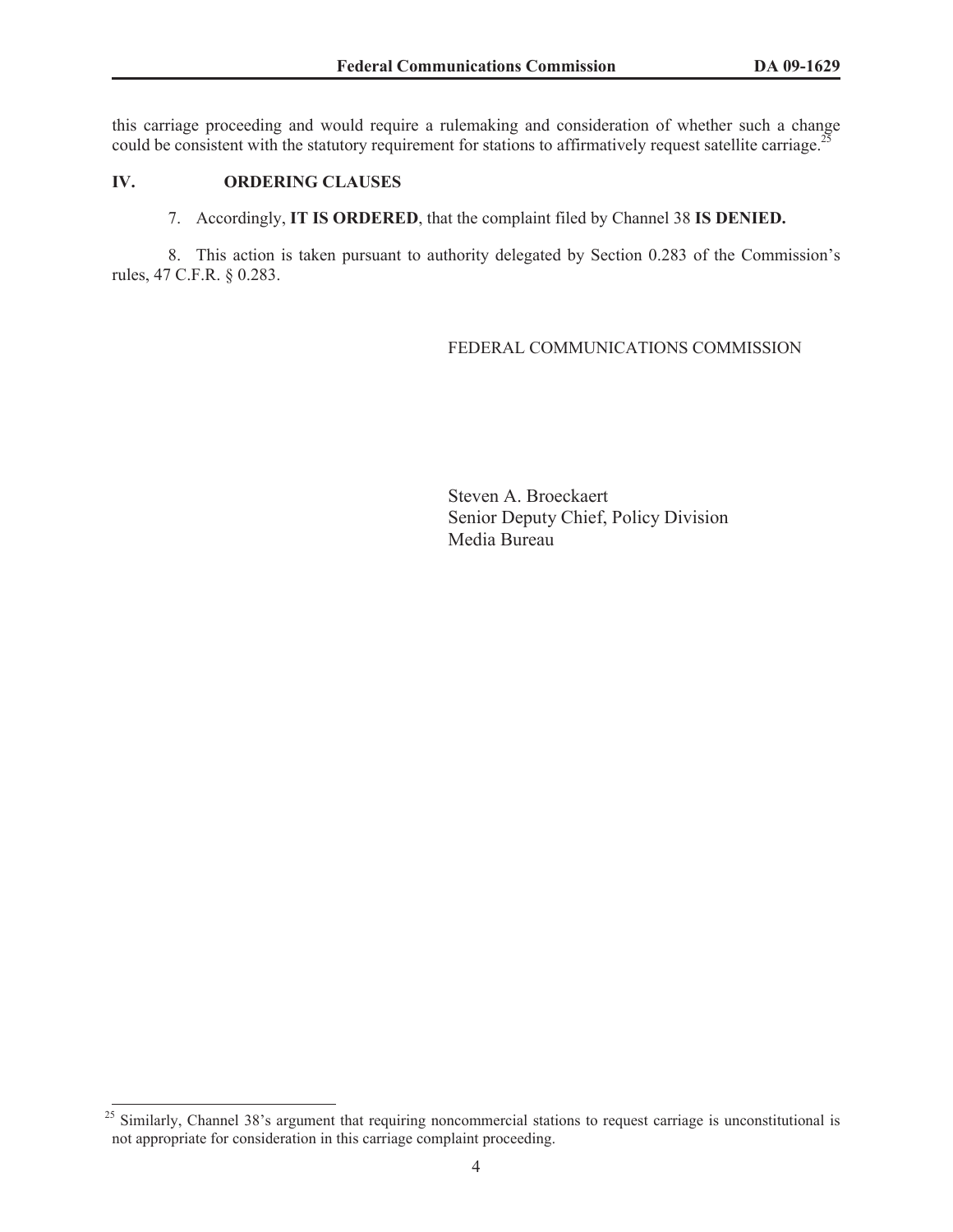this carriage proceeding and would require a rulemaking and consideration of whether such a change could be consistent with the statutory requirement for stations to affirmatively request satellite carriage.[25]

## IV. ORDERING CLAUSES

7. Accordingly, **IT IS ORDERED**, that the complaint filed by Channel 38 **IS DENIED.**

8. This action is taken pursuant to authority delegated by Section 0.283 of the Commission's rules, 47 C.F.R. § 0.283.

FEDERAL COMMUNICATIONS COMMISSION

Steven A. Broeckaert
Senior Deputy Chief, Policy Division
Media Bureau

[25] Similarly, Channel 38's argument that requiring noncommercial stations to request carriage is unconstitutional is not appropriate for consideration in this carriage complaint proceeding.